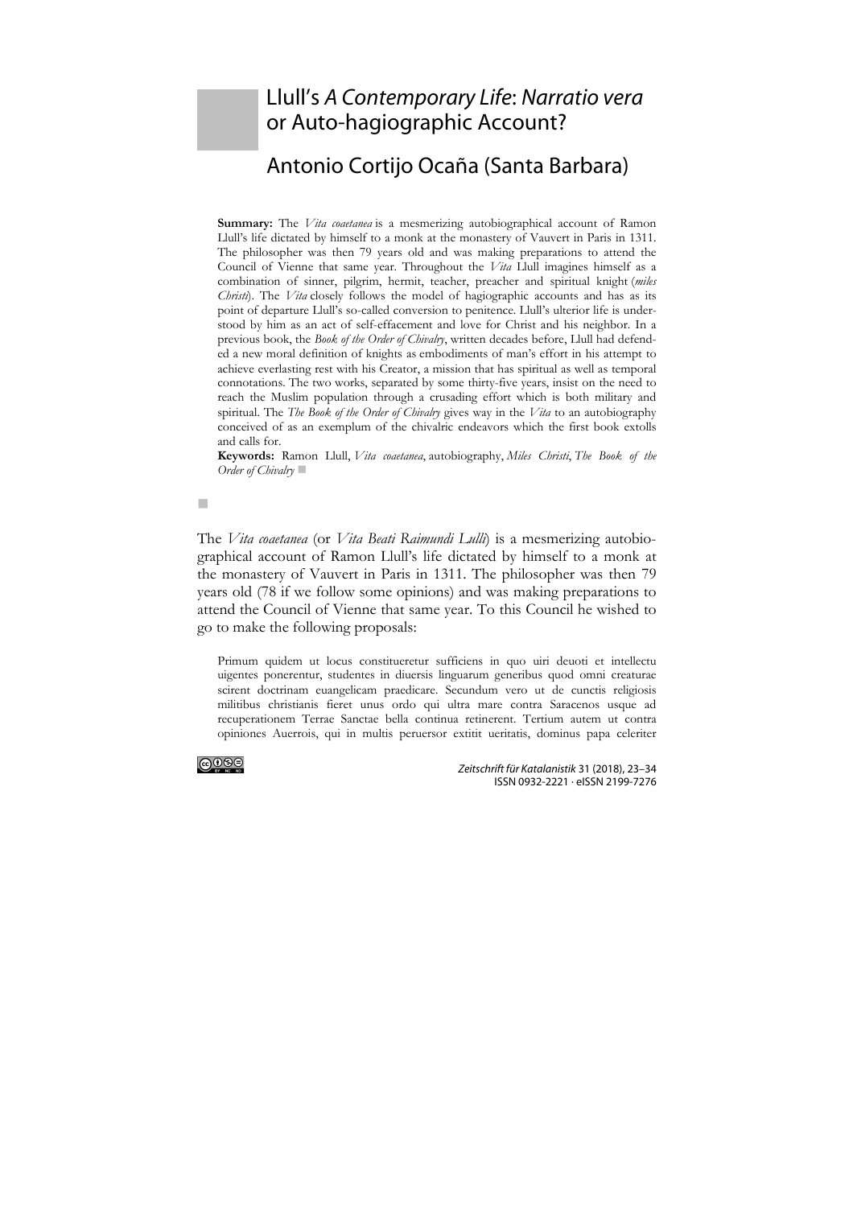# Llull's *A Contemporary Life*: *Narratio vera* or Auto-hagiographic Account?

## Antonio Cortijo Ocaña (Santa Barbara)

**Summary:** The *Vita coaetanea* is a mesmerizing autobiographical account of Ramon Llull's life dictated by himself to a monk at the monastery of Vauvert in Paris in 1311. The philosopher was then 79 years old and was making preparations to attend the Council of Vienne that same year. Throughout the *Vita* Llull imagines himself as a combination of sinner, pilgrim, hermit, teacher, preacher and spiritual knight (*miles Christi*). The *Vita* closely follows the model of hagiographic accounts and has as its point of departure Llull's so-called conversion to penitence. Llull's ulterior life is understood by him as an act of self-effacement and love for Christ and his neighbor. In a previous book, the *Book of the Order of Chivalry*, written decades before, Llull had defended a new moral definition of knights as embodiments of man's effort in his attempt to achieve everlasting rest with his Creator, a mission that has spiritual as well as temporal connotations. The two works, separated by some thirty-five years, insist on the need to reach the Muslim population through a crusading effort which is both military and spiritual. The *The Book of the Order of Chivalry* gives way in the *Vita* to an autobiography conceived of as an exemplum of the chivalric endeavors which the first book extolls and calls for.

**Keywords:** Ramon Llull, *Vita coaetanea*, autobiography, *Miles Christi*, *The Book of the Order of Chivalry*

The *Vita coaetanea* (or *Vita Beati Raimundi Lulli*) is a mesmerizing autobiographical account of Ramon Llull's life dictated by himself to a monk at the monastery of Vauvert in Paris in 1311. The philosopher was then 79 years old (78 if we follow some opinions) and was making preparations to attend the Council of Vienne that same year. To this Council he wished to go to make the following proposals:

> Primum quidem ut locus constitueretur sufficiens in quo uiri deuoti et intellectu uigentes ponerentur, studentes in diuersis linguarum generibus quod omni creaturae scirent doctrinam euangelicam praedicare. Secundum vero ut de cunctis religiosis militibus christianis fieret unus ordo qui ultra mare contra Saracenos usque ad recuperationem Terrae Sanctae bella continua retinerent. Tertium autem ut contra opiniones Auerrois, qui in multis peruersor extitit ueritatis, dominus papa celeriter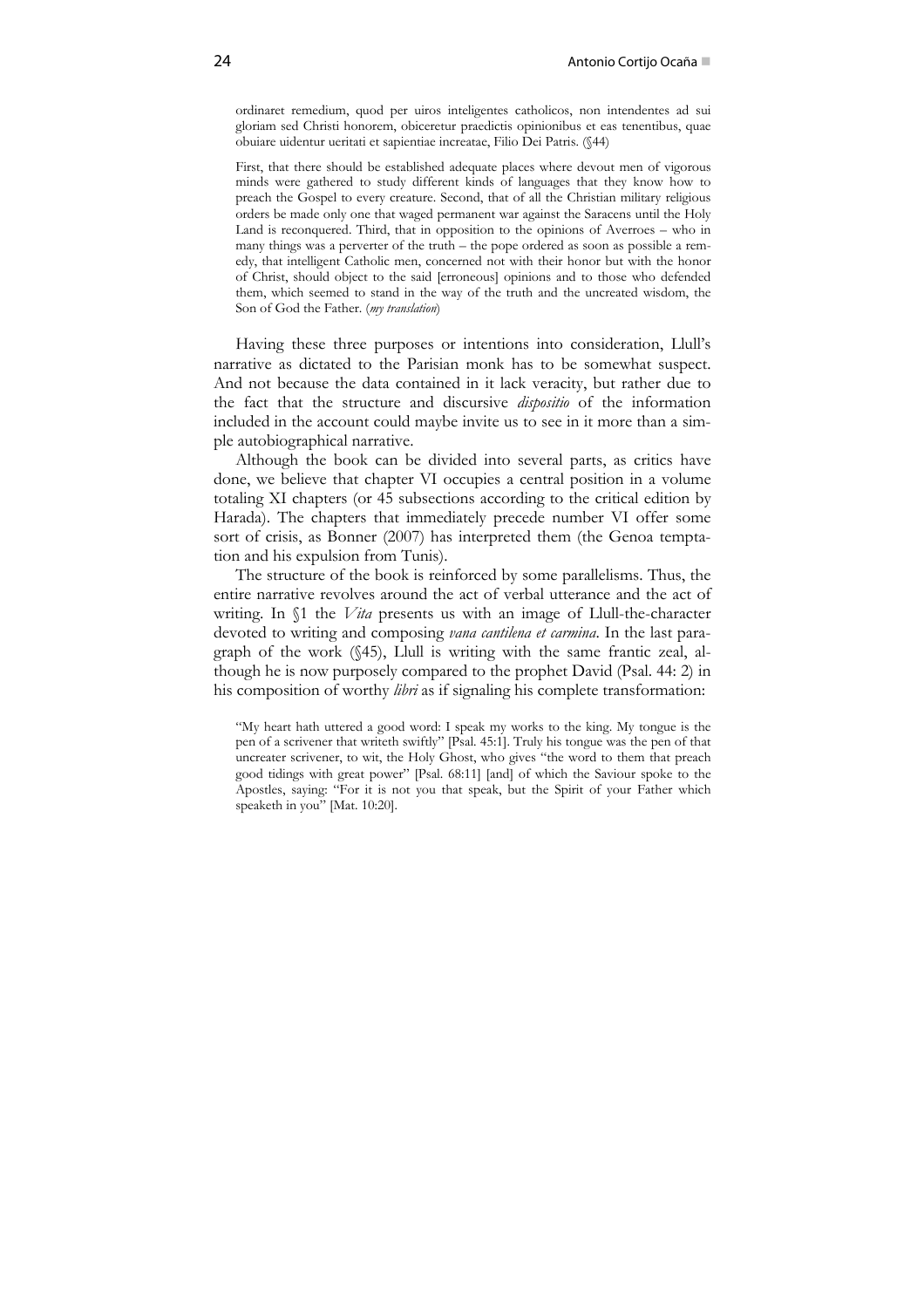ordinaret remedium, quod per uiros inteligentes catholicos, non intendentes ad sui gloriam sed Christi honorem, obiceretur praedictis opinionibus et eas tenentibus, quae obuiare uidentur ueritati et sapientiae increatae, Filio Dei Patris. (§44)

> First, that there should be established adequate places where devout men of vigorous minds were gathered to study different kinds of languages that they know how to preach the Gospel to every creature. Second, that of all the Christian military religious orders be made only one that waged permanent war against the Saracens until the Holy Land is reconquered. Third, that in opposition to the opinions of Averroes – who in many things was a perverter of the truth – the pope ordered as soon as possible a remedy, that intelligent Catholic men, concerned not with their honor but with the honor of Christ, should object to the said [erroneous] opinions and to those who defended them, which seemed to stand in the way of the truth and the uncreated wisdom, the Son of God the Father. (*my translation*)

Having these three purposes or intentions into consideration, Llull's narrative as dictated to the Parisian monk has to be somewhat suspect. And not because the data contained in it lack veracity, but rather due to the fact that the structure and discursive *dispositio* of the information included in the account could maybe invite us to see in it more than a simple autobiographical narrative.

Although the book can be divided into several parts, as critics have done, we believe that chapter VI occupies a central position in a volume totaling XI chapters (or 45 subsections according to the critical edition by Harada). The chapters that immediately precede number VI offer some sort of crisis, as Bonner (2007) has interpreted them (the Genoa temptation and his expulsion from Tunis).

The structure of the book is reinforced by some parallelisms. Thus, the entire narrative revolves around the act of verbal utterance and the act of writing. In §1 the *Vita* presents us with an image of Llull-the-character devoted to writing and composing *vana cantilena et carmina*. In the last paragraph of the work (§45), Llull is writing with the same frantic zeal, although he is now purposely compared to the prophet David (Psal. 44: 2) in his composition of worthy *libri* as if signaling his complete transformation:

> "My heart hath uttered a good word: I speak my works to the king. My tongue is the pen of a scrivener that writeth swiftly" [Psal. 45:1]. Truly his tongue was the pen of that uncreater scrivener, to wit, the Holy Ghost, who gives "the word to them that preach good tidings with great power" [Psal. 68:11] [and] of which the Saviour spoke to the Apostles, saying: "For it is not you that speak, but the Spirit of your Father which speaketh in you" [Mat. 10:20].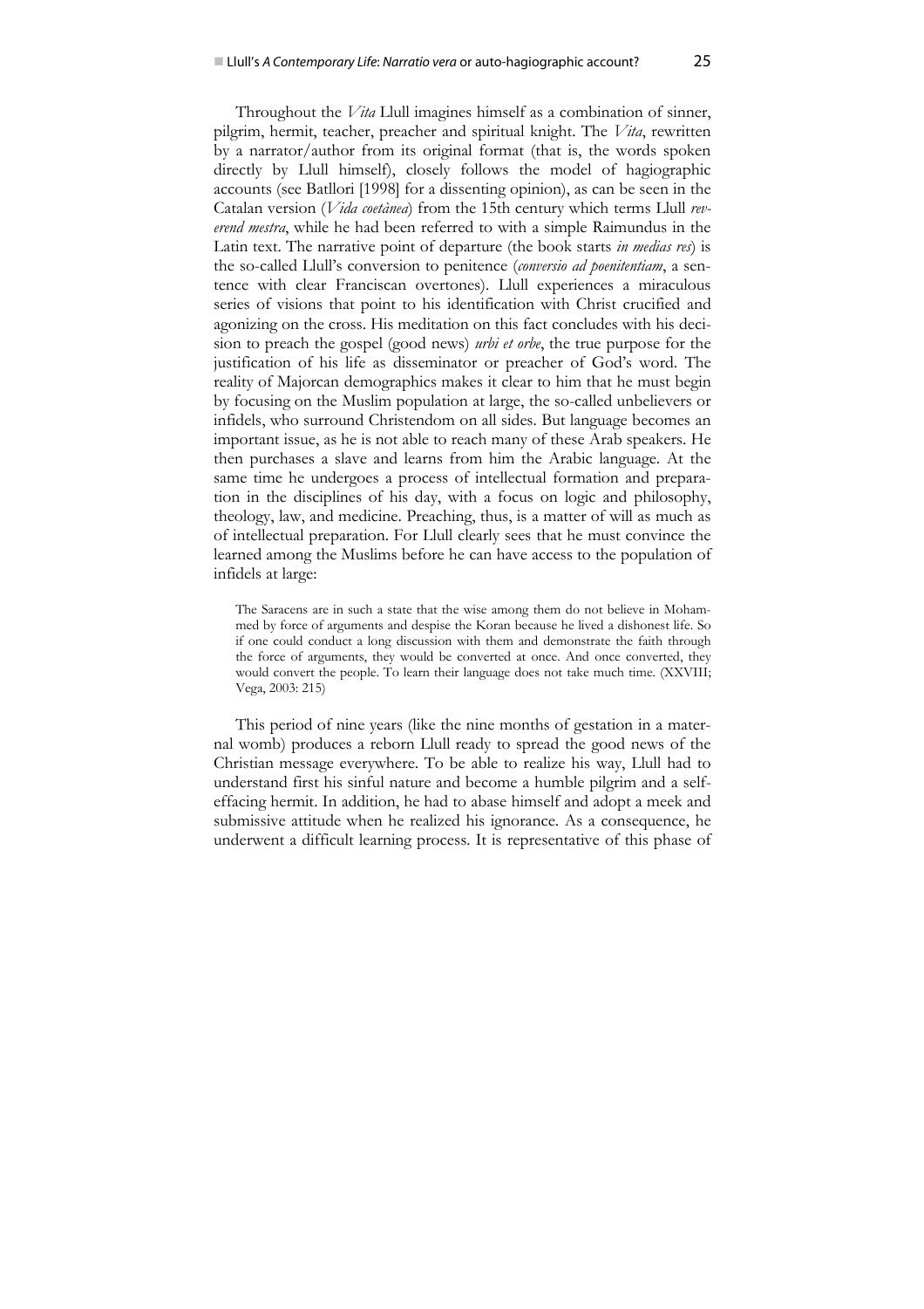Throughout the *Vita* Llull imagines himself as a combination of sinner, pilgrim, hermit, teacher, preacher and spiritual knight. The *Vita*, rewritten by a narrator/author from its original format (that is, the words spoken directly by Llull himself), closely follows the model of hagiographic accounts (see Batllori [1998] for a dissenting opinion), as can be seen in the Catalan version (*Vida coetània*) from the 15th century which terms Llull *reverend mestra*, while he had been referred to with a simple Raimundus in the Latin text. The narrative point of departure (the book starts *in medias res*) is the so-called Llull's conversion to penitence (*conversio ad poenitentiam*, a sentence with clear Franciscan overtones). Llull experiences a miraculous series of visions that point to his identification with Christ crucified and agonizing on the cross. His meditation on this fact concludes with his decision to preach the gospel (good news) *urbi et orbe*, the true purpose for the justification of his life as disseminator or preacher of God's word. The reality of Majorcan demographics makes it clear to him that he must begin by focusing on the Muslim population at large, the so-called unbelievers or infidels, who surround Christendom on all sides. But language becomes an important issue, as he is not able to reach many of these Arab speakers. He then purchases a slave and learns from him the Arabic language. At the same time he undergoes a process of intellectual formation and preparation in the disciplines of his day, with a focus on logic and philosophy, theology, law, and medicine. Preaching, thus, is a matter of will as much as of intellectual preparation. For Llull clearly sees that he must convince the learned among the Muslims before he can have access to the population of infidels at large:

> The Saracens are in such a state that the wise among them do not believe in Mohammed by force of arguments and despise the Koran because he lived a dishonest life. So if one could conduct a long discussion with them and demonstrate the faith through the force of arguments, they would be converted at once. And once converted, they would convert the people. To learn their language does not take much time. (XXVIII; Vega, 2003: 215)

This period of nine years (like the nine months of gestation in a maternal womb) produces a reborn Llull ready to spread the good news of the Christian message everywhere. To be able to realize his way, Llull had to understand first his sinful nature and become a humble pilgrim and a self-effacing hermit. In addition, he had to abase himself and adopt a meek and submissive attitude when he realized his ignorance. As a consequence, he underwent a difficult learning process. It is representative of this phase of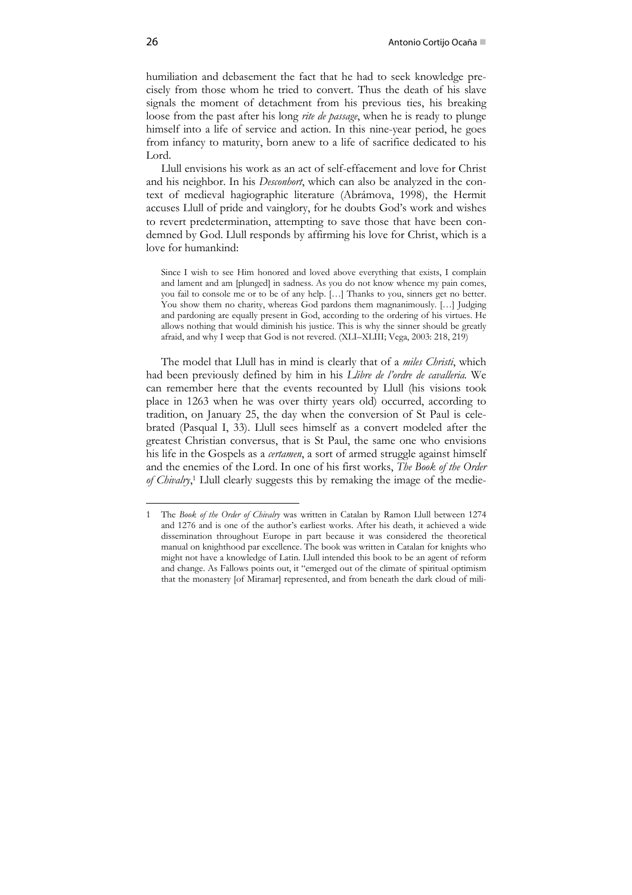humiliation and debasement the fact that he had to seek knowledge precisely from those whom he tried to convert. Thus the death of his slave signals the moment of detachment from his previous ties, his breaking loose from the past after his long *rite de passage*, when he is ready to plunge himself into a life of service and action. In this nine-year period, he goes from infancy to maturity, born anew to a life of sacrifice dedicated to his Lord.

Llull envisions his work as an act of self-effacement and love for Christ and his neighbor. In his *Desconhort*, which can also be analyzed in the context of medieval hagiographic literature (Abrámova, 1998), the Hermit accuses Llull of pride and vainglory, for he doubts God's work and wishes to revert predetermination, attempting to save those that have been condemned by God. Llull responds by affirming his love for Christ, which is a love for humankind:

> Since I wish to see Him honored and loved above everything that exists, I complain and lament and am [plunged] in sadness. As you do not know whence my pain comes, you fail to console me or to be of any help. […] Thanks to you, sinners get no better. You show them no charity, whereas God pardons them magnanimously. […] Judging and pardoning are equally present in God, according to the ordering of his virtues. He allows nothing that would diminish his justice. This is why the sinner should be greatly afraid, and why I weep that God is not revered. (XLI–XLIII; Vega, 2003: 218, 219)

The model that Llull has in mind is clearly that of a *miles Christi*, which had been previously defined by him in his *Llibre de l'ordre de cavalleria*. We can remember here that the events recounted by Llull (his visions took place in 1263 when he was over thirty years old) occurred, according to tradition, on January 25, the day when the conversion of St Paul is celebrated (Pasqual I, 33). Llull sees himself as a convert modeled after the greatest Christian conversus, that is St Paul, the same one who envisions his life in the Gospels as a *certamen*, a sort of armed struggle against himself and the enemies of the Lord. In one of his first works, *The Book of the Order of Chivalry*,[1] Llull clearly suggests this by remaking the image of the medie-

---

1 The *Book of the Order of Chivalry* was written in Catalan by Ramon Llull between 1274 and 1276 and is one of the author's earliest works. After his death, it achieved a wide dissemination throughout Europe in part because it was considered the theoretical manual on knighthood par excellence. The book was written in Catalan for knights who might not have a knowledge of Latin. Llull intended this book to be an agent of reform and change. As Fallows points out, it "emerged out of the climate of spiritual optimism that the monastery [of Miramar] represented, and from beneath the dark cloud of mili-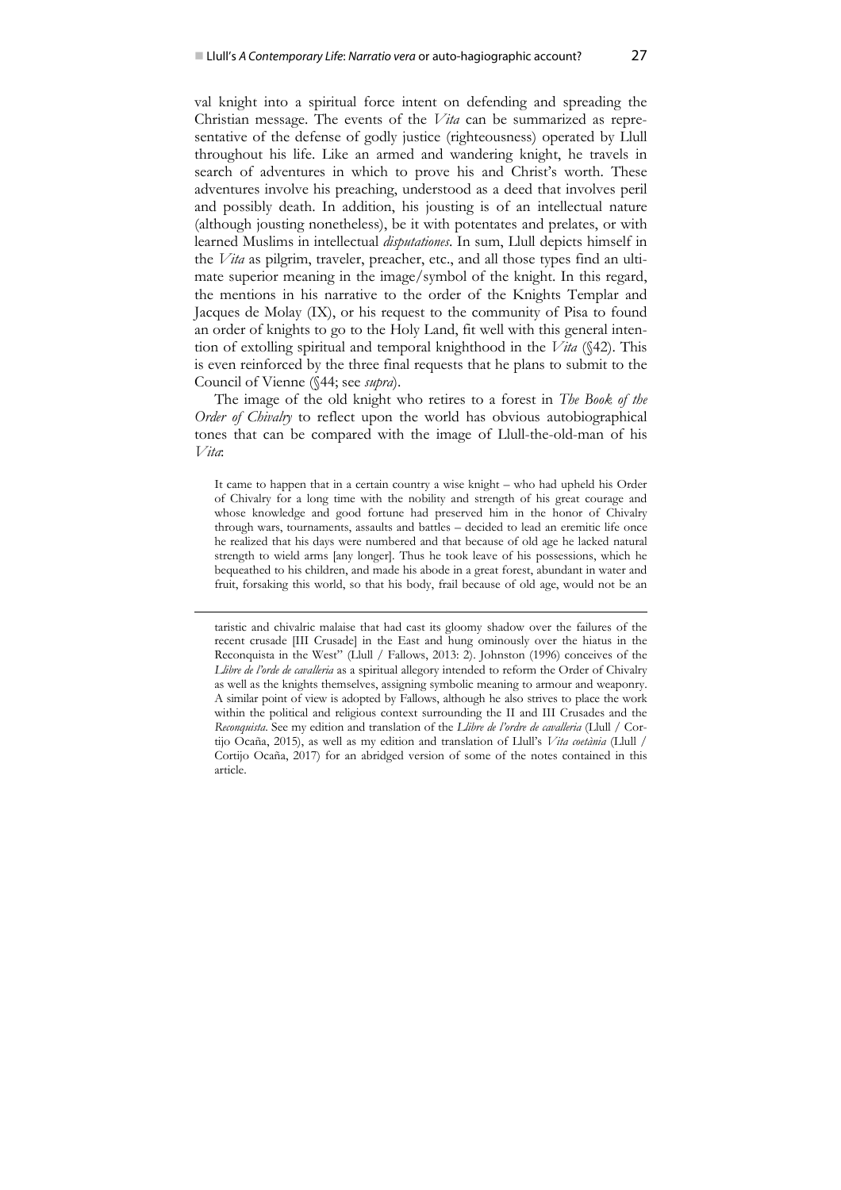val knight into a spiritual force intent on defending and spreading the Christian message. The events of the *Vita* can be summarized as representative of the defense of godly justice (righteousness) operated by Llull throughout his life. Like an armed and wandering knight, he travels in search of adventures in which to prove his and Christ's worth. These adventures involve his preaching, understood as a deed that involves peril and possibly death. In addition, his jousting is of an intellectual nature (although jousting nonetheless), be it with potentates and prelates, or with learned Muslims in intellectual *disputationes*. In sum, Llull depicts himself in the *Vita* as pilgrim, traveler, preacher, etc., and all those types find an ultimate superior meaning in the image/symbol of the knight. In this regard, the mentions in his narrative to the order of the Knights Templar and Jacques de Molay (IX), or his request to the community of Pisa to found an order of knights to go to the Holy Land, fit well with this general intention of extolling spiritual and temporal knighthood in the *Vita* (§42). This is even reinforced by the three final requests that he plans to submit to the Council of Vienne (§44; see *supra*).

The image of the old knight who retires to a forest in *The Book of the Order of Chivalry* to reflect upon the world has obvious autobiographical tones that can be compared with the image of Llull-the-old-man of his *Vita*:

> It came to happen that in a certain country a wise knight – who had upheld his Order of Chivalry for a long time with the nobility and strength of his great courage and whose knowledge and good fortune had preserved him in the honor of Chivalry through wars, tournaments, assaults and battles – decided to lead an eremitic life once he realized that his days were numbered and that because of old age he lacked natural strength to wield arms [any longer]. Thus he took leave of his possessions, which he bequeathed to his children, and made his abode in a great forest, abundant in water and fruit, forsaking this world, so that his body, frail because of old age, would not be an

taristic and chivalric malaise that had cast its gloomy shadow over the failures of the recent crusade [III Crusade] in the East and hung ominously over the hiatus in the Reconquista in the West" (Llull / Fallows, 2013: 2). Johnston (1996) conceives of the *Llibre de l'orde de cavalleria* as a spiritual allegory intended to reform the Order of Chivalry as well as the knights themselves, assigning symbolic meaning to armour and weaponry. A similar point of view is adopted by Fallows, although he also strives to place the work within the political and religious context surrounding the II and III Crusades and the *Reconquista*. See my edition and translation of the *Llibre de l'ordre de cavalleria* (Llull / Cortijo Ocaña, 2015), as well as my edition and translation of Llull's *Vita coetània* (Llull / Cortijo Ocaña, 2017) for an abridged version of some of the notes contained in this article.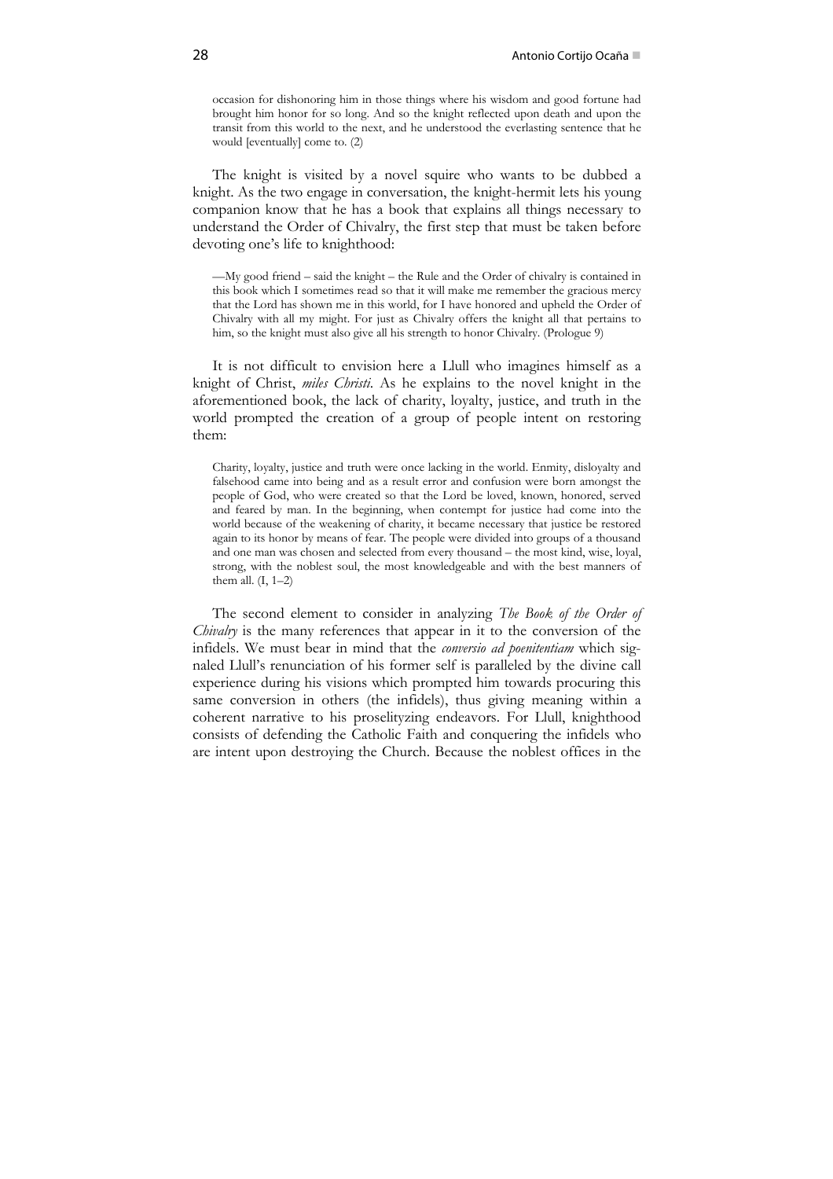occasion for dishonoring him in those things where his wisdom and good fortune had brought him honor for so long. And so the knight reflected upon death and upon the transit from this world to the next, and he understood the everlasting sentence that he would [eventually] come to. (2)

The knight is visited by a novel squire who wants to be dubbed a knight. As the two engage in conversation, the knight-hermit lets his young companion know that he has a book that explains all things necessary to understand the Order of Chivalry, the first step that must be taken before devoting one's life to knighthood:

> —My good friend – said the knight – the Rule and the Order of chivalry is contained in this book which I sometimes read so that it will make me remember the gracious mercy that the Lord has shown me in this world, for I have honored and upheld the Order of Chivalry with all my might. For just as Chivalry offers the knight all that pertains to him, so the knight must also give all his strength to honor Chivalry. (Prologue 9)

It is not difficult to envision here a Llull who imagines himself as a knight of Christ, *miles Christi*. As he explains to the novel knight in the aforementioned book, the lack of charity, loyalty, justice, and truth in the world prompted the creation of a group of people intent on restoring them:

> Charity, loyalty, justice and truth were once lacking in the world. Enmity, disloyalty and falsehood came into being and as a result error and confusion were born amongst the people of God, who were created so that the Lord be loved, known, honored, served and feared by man. In the beginning, when contempt for justice had come into the world because of the weakening of charity, it became necessary that justice be restored again to its honor by means of fear. The people were divided into groups of a thousand and one man was chosen and selected from every thousand – the most kind, wise, loyal, strong, with the noblest soul, the most knowledgeable and with the best manners of them all. (I, 1–2)

The second element to consider in analyzing *The Book of the Order of Chivalry* is the many references that appear in it to the conversion of the infidels. We must bear in mind that the *conversio ad poenitentiam* which signaled Llull's renunciation of his former self is paralleled by the divine call experience during his visions which prompted him towards procuring this same conversion in others (the infidels), thus giving meaning within a coherent narrative to his proselityzing endeavors. For Llull, knighthood consists of defending the Catholic Faith and conquering the infidels who are intent upon destroying the Church. Because the noblest offices in the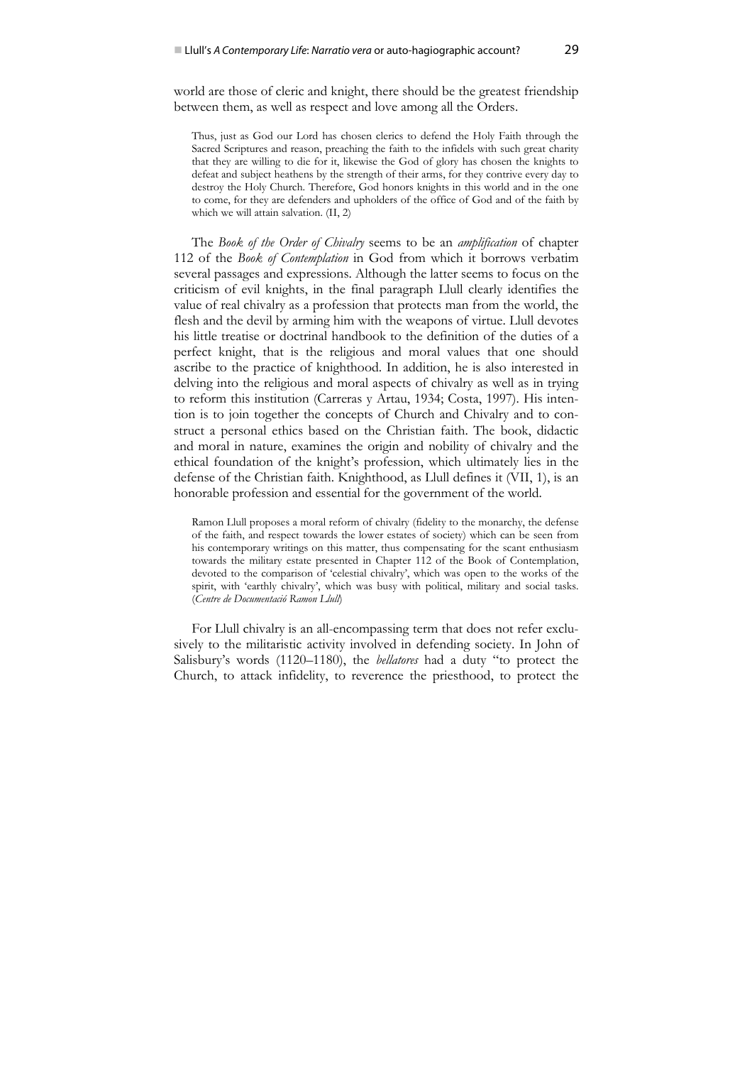world are those of cleric and knight, there should be the greatest friendship between them, as well as respect and love among all the Orders.

> Thus, just as God our Lord has chosen clerics to defend the Holy Faith through the Sacred Scriptures and reason, preaching the faith to the infidels with such great charity that they are willing to die for it, likewise the God of glory has chosen the knights to defeat and subject heathens by the strength of their arms, for they contrive every day to destroy the Holy Church. Therefore, God honors knights in this world and in the one to come, for they are defenders and upholders of the office of God and of the faith by which we will attain salvation. (II, 2)

The *Book of the Order of Chivalry* seems to be an *amplification* of chapter 112 of the *Book of Contemplation* in God from which it borrows verbatim several passages and expressions. Although the latter seems to focus on the criticism of evil knights, in the final paragraph Llull clearly identifies the value of real chivalry as a profession that protects man from the world, the flesh and the devil by arming him with the weapons of virtue. Llull devotes his little treatise or doctrinal handbook to the definition of the duties of a perfect knight, that is the religious and moral values that one should ascribe to the practice of knighthood. In addition, he is also interested in delving into the religious and moral aspects of chivalry as well as in trying to reform this institution (Carreras y Artau, 1934; Costa, 1997). His intention is to join together the concepts of Church and Chivalry and to construct a personal ethics based on the Christian faith. The book, didactic and moral in nature, examines the origin and nobility of chivalry and the ethical foundation of the knight's profession, which ultimately lies in the defense of the Christian faith. Knighthood, as Llull defines it (VII, 1), is an honorable profession and essential for the government of the world.

> Ramon Llull proposes a moral reform of chivalry (fidelity to the monarchy, the defense of the faith, and respect towards the lower estates of society) which can be seen from his contemporary writings on this matter, thus compensating for the scant enthusiasm towards the military estate presented in Chapter 112 of the Book of Contemplation, devoted to the comparison of 'celestial chivalry', which was open to the works of the spirit, with 'earthly chivalry', which was busy with political, military and social tasks. (*Centre de Documentació Ramon Llull*)

For Llull chivalry is an all-encompassing term that does not refer exclusively to the militaristic activity involved in defending society. In John of Salisbury's words (1120–1180), the *bellatores* had a duty "to protect the Church, to attack infidelity, to reverence the priesthood, to protect the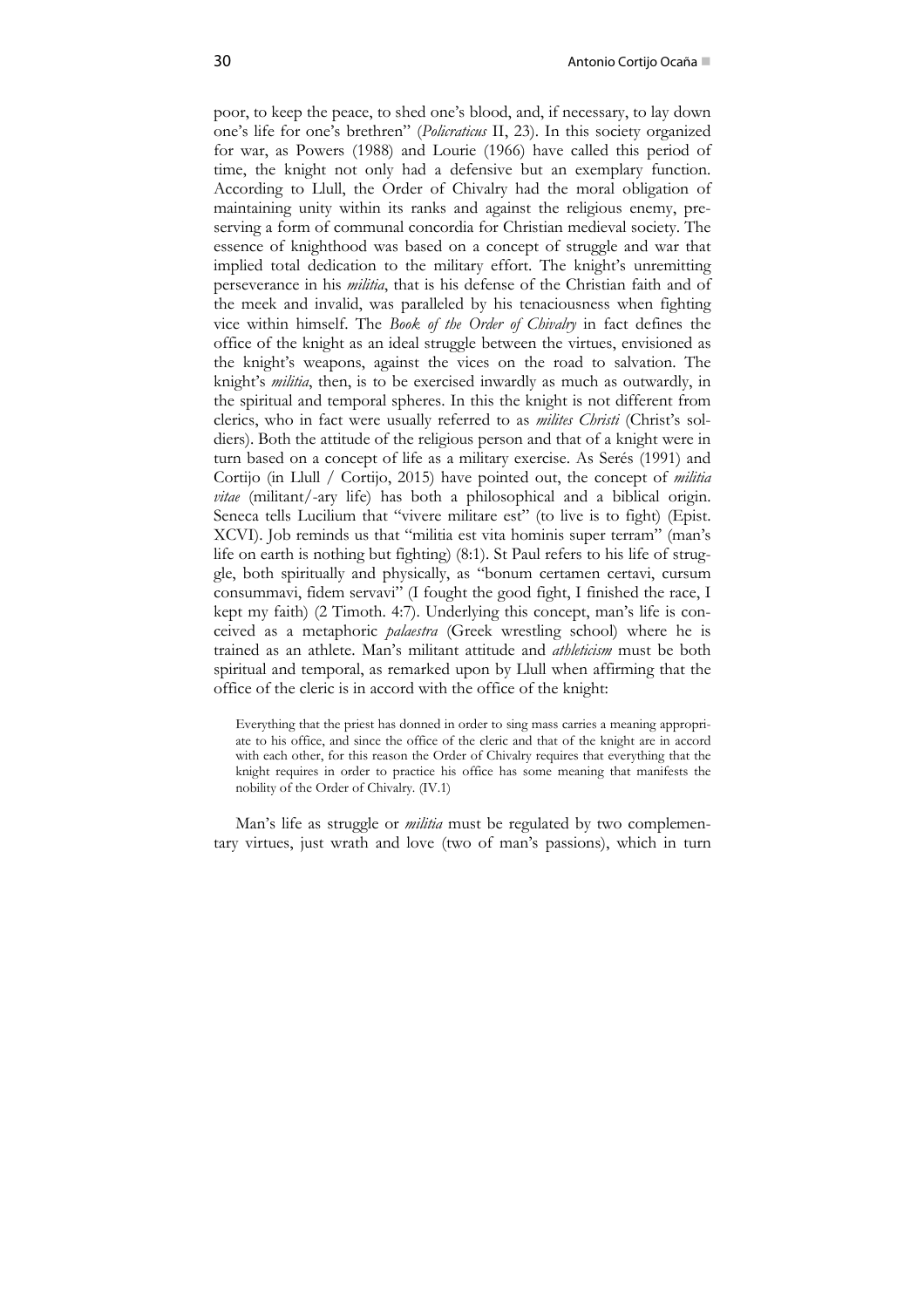poor, to keep the peace, to shed one's blood, and, if necessary, to lay down one's life for one's brethren" (*Policraticus* II, 23). In this society organized for war, as Powers (1988) and Lourie (1966) have called this period of time, the knight not only had a defensive but an exemplary function. According to Llull, the Order of Chivalry had the moral obligation of maintaining unity within its ranks and against the religious enemy, preserving a form of communal concordia for Christian medieval society. The essence of knighthood was based on a concept of struggle and war that implied total dedication to the military effort. The knight's unremitting perseverance in his *militia*, that is his defense of the Christian faith and of the meek and invalid, was paralleled by his tenaciousness when fighting vice within himself. The *Book of the Order of Chivalry* in fact defines the office of the knight as an ideal struggle between the virtues, envisioned as the knight's weapons, against the vices on the road to salvation. The knight's *militia*, then, is to be exercised inwardly as much as outwardly, in the spiritual and temporal spheres. In this the knight is not different from clerics, who in fact were usually referred to as *milites Christi* (Christ's soldiers). Both the attitude of the religious person and that of a knight were in turn based on a concept of life as a military exercise. As Serés (1991) and Cortijo (in Llull / Cortijo, 2015) have pointed out, the concept of *militia vitae* (militant/-ary life) has both a philosophical and a biblical origin. Seneca tells Lucilium that "vivere militare est" (to live is to fight) (Epist. XCVI). Job reminds us that "militia est vita hominis super terram" (man's life on earth is nothing but fighting) (8:1). St Paul refers to his life of struggle, both spiritually and physically, as "bonum certamen certavi, cursum consummavi, fidem servavi" (I fought the good fight, I finished the race, I kept my faith) (2 Timoth. 4:7). Underlying this concept, man's life is conceived as a metaphoric *palaestra* (Greek wrestling school) where he is trained as an athlete. Man's militant attitude and *athleticism* must be both spiritual and temporal, as remarked upon by Llull when affirming that the office of the cleric is in accord with the office of the knight:

> Everything that the priest has donned in order to sing mass carries a meaning appropriate to his office, and since the office of the cleric and that of the knight are in accord with each other, for this reason the Order of Chivalry requires that everything that the knight requires in order to practice his office has some meaning that manifests the nobility of the Order of Chivalry. (IV.1)

Man's life as struggle or *militia* must be regulated by two complementary virtues, just wrath and love (two of man's passions), which in turn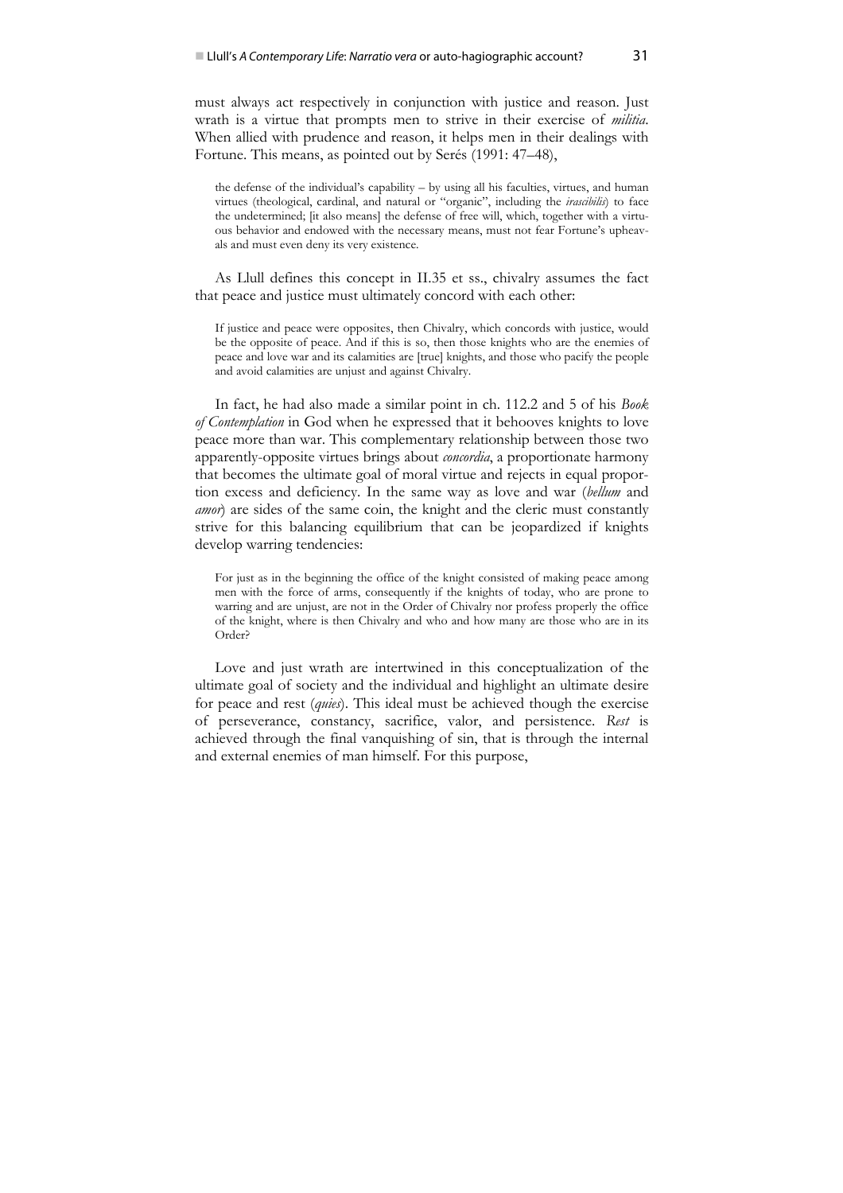must always act respectively in conjunction with justice and reason. Just wrath is a virtue that prompts men to strive in their exercise of *militia*. When allied with prudence and reason, it helps men in their dealings with Fortune. This means, as pointed out by Serés (1991: 47–48),

> the defense of the individual's capability – by using all his faculties, virtues, and human virtues (theological, cardinal, and natural or "organic", including the *irascibilis*) to face the undetermined; [it also means] the defense of free will, which, together with a virtuous behavior and endowed with the necessary means, must not fear Fortune's upheavals and must even deny its very existence.

As Llull defines this concept in II.35 et ss., chivalry assumes the fact that peace and justice must ultimately concord with each other:

> If justice and peace were opposites, then Chivalry, which concords with justice, would be the opposite of peace. And if this is so, then those knights who are the enemies of peace and love war and its calamities are [true] knights, and those who pacify the people and avoid calamities are unjust and against Chivalry.

In fact, he had also made a similar point in ch. 112.2 and 5 of his *Book of Contemplation* in God when he expressed that it behooves knights to love peace more than war. This complementary relationship between those two apparently-opposite virtues brings about *concordia*, a proportionate harmony that becomes the ultimate goal of moral virtue and rejects in equal proportion excess and deficiency. In the same way as love and war (*bellum* and *amor*) are sides of the same coin, the knight and the cleric must constantly strive for this balancing equilibrium that can be jeopardized if knights develop warring tendencies:

> For just as in the beginning the office of the knight consisted of making peace among men with the force of arms, consequently if the knights of today, who are prone to warring and are unjust, are not in the Order of Chivalry nor profess properly the office of the knight, where is then Chivalry and who and how many are those who are in its Order?

Love and just wrath are intertwined in this conceptualization of the ultimate goal of society and the individual and highlight an ultimate desire for peace and rest (*quies*). This ideal must be achieved though the exercise of perseverance, constancy, sacrifice, valor, and persistence. *Rest* is achieved through the final vanquishing of sin, that is through the internal and external enemies of man himself. For this purpose,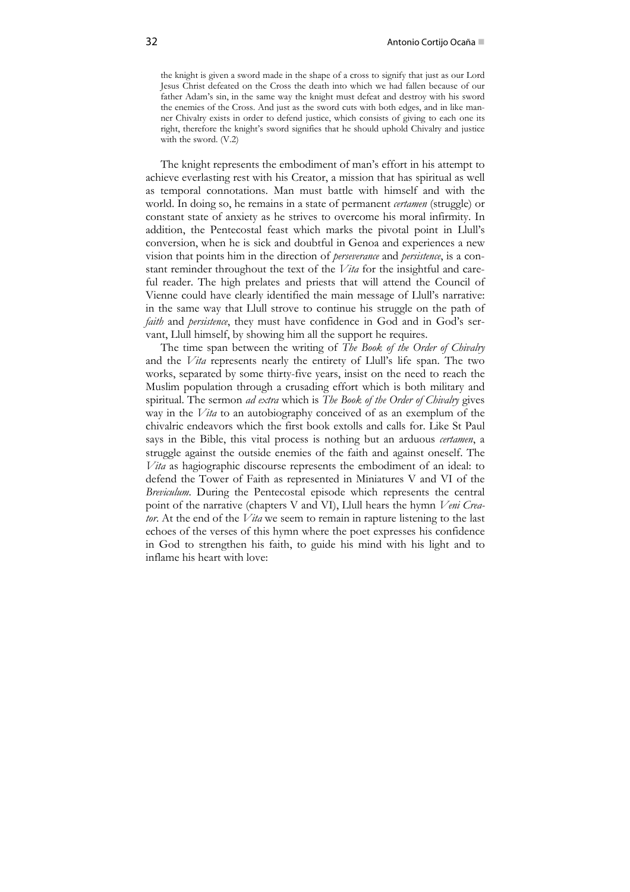> the knight is given a sword made in the shape of a cross to signify that just as our Lord Jesus Christ defeated on the Cross the death into which we had fallen because of our father Adam's sin, in the same way the knight must defeat and destroy with his sword the enemies of the Cross. And just as the sword cuts with both edges, and in like manner Chivalry exists in order to defend justice, which consists of giving to each one its right, therefore the knight's sword signifies that he should uphold Chivalry and justice with the sword. (V.2)

The knight represents the embodiment of man's effort in his attempt to achieve everlasting rest with his Creator, a mission that has spiritual as well as temporal connotations. Man must battle with himself and with the world. In doing so, he remains in a state of permanent *certamen* (struggle) or constant state of anxiety as he strives to overcome his moral infirmity. In addition, the Pentecostal feast which marks the pivotal point in Llull's conversion, when he is sick and doubtful in Genoa and experiences a new vision that points him in the direction of *perseverance* and *persistence*, is a constant reminder throughout the text of the *Vita* for the insightful and careful reader. The high prelates and priests that will attend the Council of Vienne could have clearly identified the main message of Llull's narrative: in the same way that Llull strove to continue his struggle on the path of *faith* and *persistence*, they must have confidence in God and in God's servant, Llull himself, by showing him all the support he requires.

The time span between the writing of *The Book of the Order of Chivalry* and the *Vita* represents nearly the entirety of Llull's life span. The two works, separated by some thirty-five years, insist on the need to reach the Muslim population through a crusading effort which is both military and spiritual. The sermon *ad extra* which is *The Book of the Order of Chivalry* gives way in the *Vita* to an autobiography conceived of as an exemplum of the chivalric endeavors which the first book extolls and calls for. Like St Paul says in the Bible, this vital process is nothing but an arduous *certamen*, a struggle against the outside enemies of the faith and against oneself. The *Vita* as hagiographic discourse represents the embodiment of an ideal: to defend the Tower of Faith as represented in Miniatures V and VI of the *Breviculum*. During the Pentecostal episode which represents the central point of the narrative (chapters V and VI), Llull hears the hymn *Veni Creator*. At the end of the *Vita* we seem to remain in rapture listening to the last echoes of the verses of this hymn where the poet expresses his confidence in God to strengthen his faith, to guide his mind with his light and to inflame his heart with love: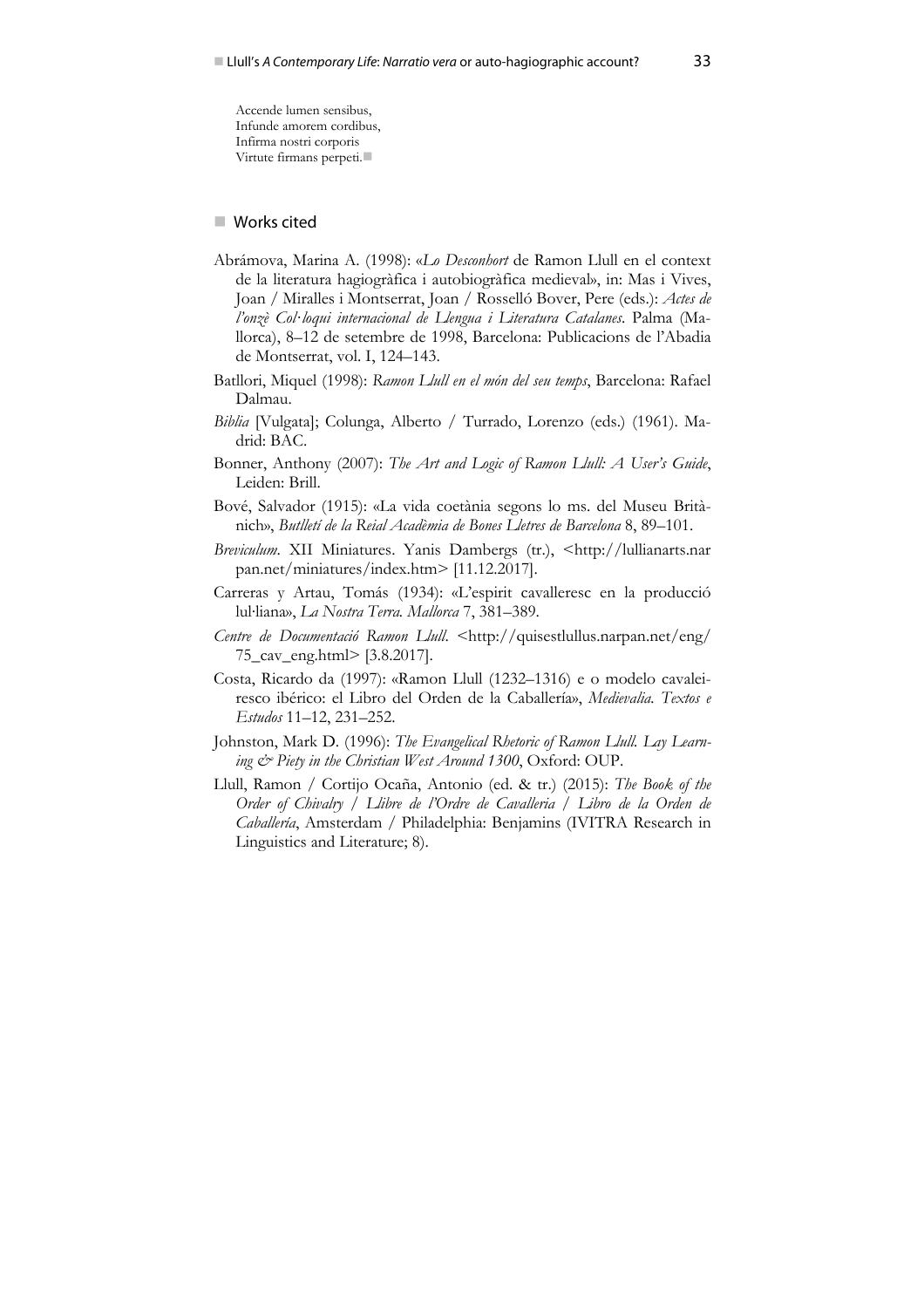Accende lumen sensibus,
Infunde amorem cordibus,
Infirma nostri corporis
Virtute firmans perpeti.■

## Works cited

Abrámova, Marina A. (1998): «*Lo Desconhort* de Ramon Llull en el context de la literatura hagiogràfica i autobiogràfica medieval», in: Mas i Vives, Joan / Miralles i Montserrat, Joan / Rosselló Bover, Pere (eds.): *Actes de l'onzè Col·loqui internacional de Llengua i Literatura Catalanes*. Palma (Mallorca), 8–12 de setembre de 1998, Barcelona: Publicacions de l'Abadia de Montserrat, vol. I, 124–143.

Batllori, Miquel (1998): *Ramon Llull en el món del seu temps*, Barcelona: Rafael Dalmau.

*Biblia* [Vulgata]; Colunga, Alberto / Turrado, Lorenzo (eds.) (1961). Madrid: BAC.

Bonner, Anthony (2007): *The Art and Logic of Ramon Llull: A User's Guide*, Leiden: Brill.

Bové, Salvador (1915): «La vida coetània segons lo ms. del Museu Britànich», *Butlletí de la Reial Acadèmia de Bones Lletres de Barcelona* 8, 89–101.

*Breviculum*. XII Miniatures. Yanis Dambergs (tr.), <http://lullianarts.narpan.net/miniatures/index.htm> [11.12.2017].

Carreras y Artau, Tomás (1934): «L'espirit cavalleresc en la producció lul·liana», *La Nostra Terra. Mallorca* 7, 381–389.

*Centre de Documentació Ramon Llull*. <http://quisestllullus.narpan.net/eng/75_cav_eng.html> [3.8.2017].

Costa, Ricardo da (1997): «Ramon Llull (1232–1316) e o modelo cavaleiresco ibérico: el Libro del Orden de la Caballería», *Medievalia. Textos e Estudos* 11–12, 231–252.

Johnston, Mark D. (1996): *The Evangelical Rhetoric of Ramon Llull. Lay Learning & Piety in the Christian West Around 1300*, Oxford: OUP.

Llull, Ramon / Cortijo Ocaña, Antonio (ed. & tr.) (2015): *The Book of the Order of Chivalry / Llibre de l'Ordre de Cavalleria / Libro de la Orden de Caballería*, Amsterdam / Philadelphia: Benjamins (IVITRA Research in Linguistics and Literature; 8).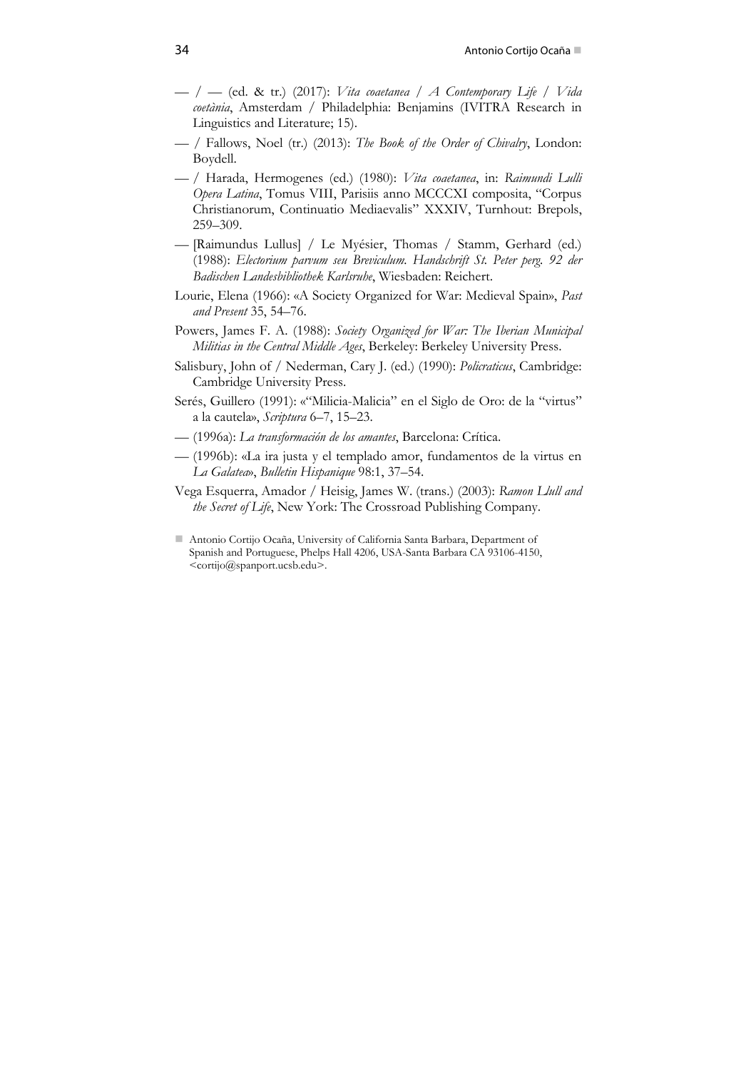— / — (ed. & tr.) (2017): *Vita coaetanea / A Contemporary Life / Vida coetània*, Amsterdam / Philadelphia: Benjamins (IVITRA Research in Linguistics and Literature; 15).

— / Fallows, Noel (tr.) (2013): *The Book of the Order of Chivalry*, London: Boydell.

— / Harada, Hermogenes (ed.) (1980): *Vita coaetanea*, in: *Raimundi Lulli Opera Latina*, Tomus VIII, Parisiis anno MCCCXI composita, "Corpus Christianorum, Continuatio Mediaevalis" XXXIV, Turnhout: Brepols, 259–309.

— [Raimundus Lullus] / Le Myésier, Thomas / Stamm, Gerhard (ed.) (1988): *Electorium parvum seu Breviculum. Handschrift St. Peter perg. 92 der Badischen Landesbibliothek Karlsruhe*, Wiesbaden: Reichert.

Lourie, Elena (1966): «A Society Organized for War: Medieval Spain», *Past and Present* 35, 54–76.

Powers, James F. A. (1988): *Society Organized for War: The Iberian Municipal Militias in the Central Middle Ages*, Berkeley: Berkeley University Press.

Salisbury, John of / Nederman, Cary J. (ed.) (1990): *Policraticus*, Cambridge: Cambridge University Press.

Serés, Guillero (1991): «"Milicia-Malicia" en el Siglo de Oro: de la "virtus" a la cautela», *Scriptura* 6–7, 15–23.

— (1996a): *La transformación de los amantes*, Barcelona: Crítica.

— (1996b): «La ira justa y el templado amor, fundamentos de la virtus en *La Galatea*», *Bulletin Hispanique* 98:1, 37–54.

Vega Esquerra, Amador / Heisig, James W. (trans.) (2003): *Ramon Llull and the Secret of Life*, New York: The Crossroad Publishing Company.

■ Antonio Cortijo Ocaña, University of California Santa Barbara, Department of Spanish and Portuguese, Phelps Hall 4206, USA-Santa Barbara CA 93106-4150, <cortijo@spanport.ucsb.edu>.